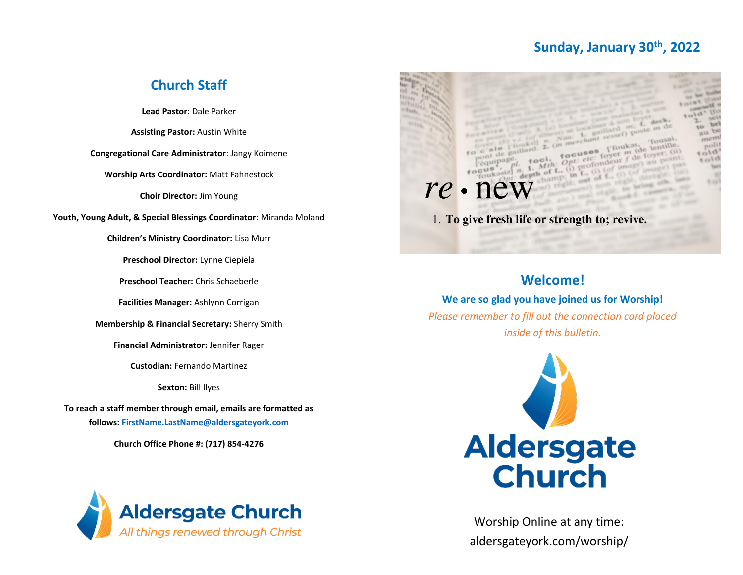## Church Staff

**Lead Pastor:** Dale Parker

**Assisting Pastor:** Austin White

**Congregational Care Administrator**: Jangy Koimene

**Worship Arts Coordinator:** Matt Fahnestock

**Choir Director:** Jim Young

**Youth, Young Adult, & Special Blessings Coordinator:** Miranda Moland

**Children's Ministry Coordinator:** Lisa Murr

**Preschool Director:** Lynne Ciepiela

**Preschool Teacher:** Chris Schaeberle

**Facilities Manager:** Ashlynn Corrigan

**Membership & Financial Secretary:** Sherry Smith

**Financial Administrator:** Jennifer Rager

**Custodian:** Fernando Martinez

**Sexton:** Bill Ilyes

**To reach a staff member through email, emails are formatted as follows: FirstName.LastName@aldersgateyork.com**

**Church Office Phone #: (717) 854-4276**

Aldersgate Church

*All things renewed through Christ*

**Sunday, January 30th, 2022**

*re* • new

1. **To give fresh life or strength to; revive.**

## Welcome!

**We are so glad you have joined us for Worship!**

*Please remember to fill out the connection card placed inside of this bulletin.*

Aldersgate Church

Worship Online at any time:
aldersgateyork.com/worship/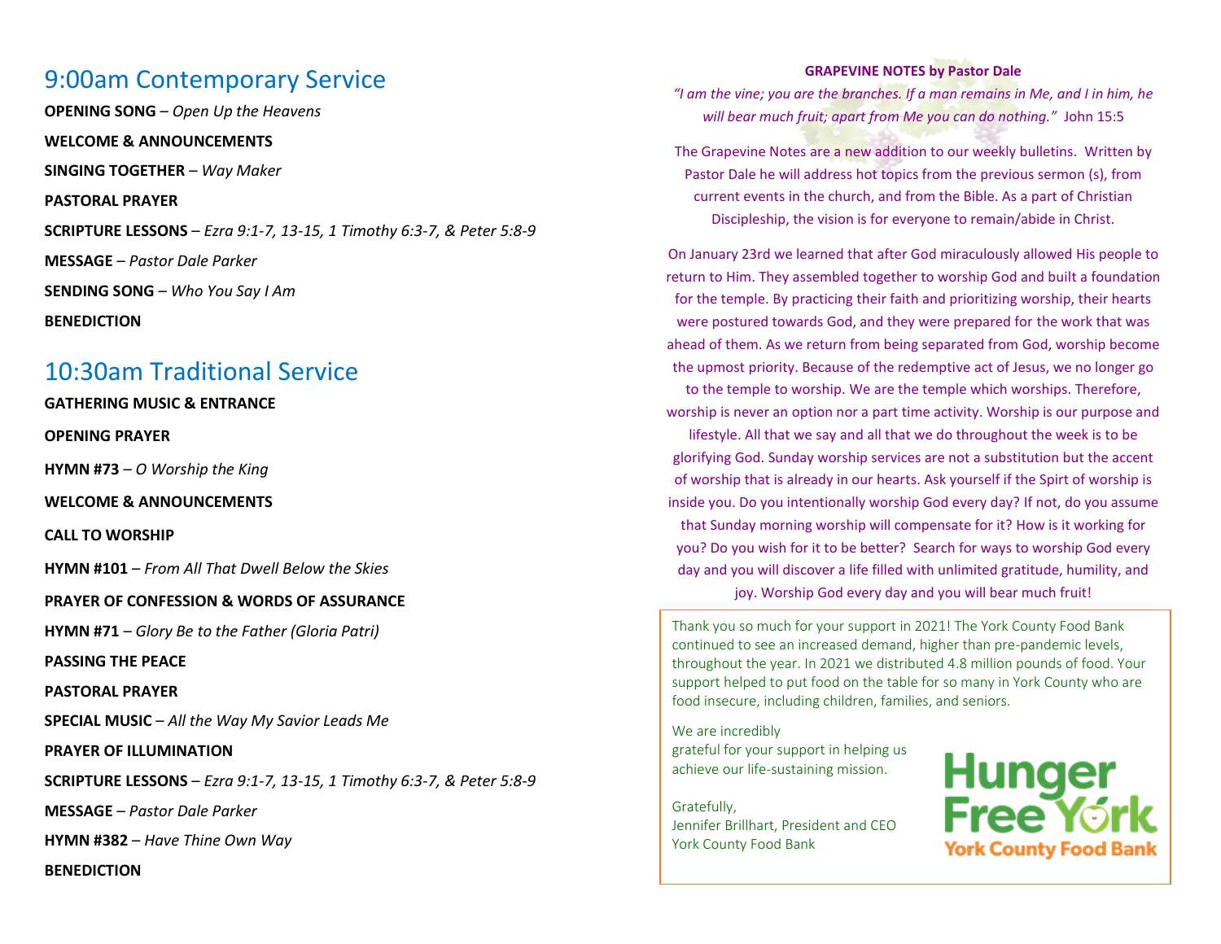## 9:00am Contemporary Service

**OPENING SONG** – *Open Up the Heavens*

**WELCOME & ANNOUNCEMENTS**

**SINGING TOGETHER** – *Way Maker*

**PASTORAL PRAYER**

**SCRIPTURE LESSONS** – *Ezra 9:1-7, 13-15, 1 Timothy 6:3-7, & Peter 5:8-9*

**MESSAGE** – *Pastor Dale Parker*

**SENDING SONG** – *Who You Say I Am*

**BENEDICTION**

## 10:30am Traditional Service

**GATHERING MUSIC & ENTRANCE**

**OPENING PRAYER**

**HYMN #73** – *O Worship the King*

**WELCOME & ANNOUNCEMENTS**

**CALL TO WORSHIP**

**HYMN #101** – *From All That Dwell Below the Skies*

**PRAYER OF CONFESSION & WORDS OF ASSURANCE**

**HYMN #71** – *Glory Be to the Father (Gloria Patri)*

**PASSING THE PEACE**

**PASTORAL PRAYER**

**SPECIAL MUSIC** – *All the Way My Savior Leads Me*

**PRAYER OF ILLUMINATION**

**SCRIPTURE LESSONS** – *Ezra 9:1-7, 13-15, 1 Timothy 6:3-7, & Peter 5:8-9*

**MESSAGE** – *Pastor Dale Parker*

**HYMN #382** – *Have Thine Own Way*

**BENEDICTION**

**GRAPEVINE NOTES by Pastor Dale**

*"I am the vine; you are the branches. If a man remains in Me, and I in him, he will bear much fruit; apart from Me you can do nothing."* John 15:5

The Grapevine Notes are a new addition to our weekly bulletins. Written by Pastor Dale he will address hot topics from the previous sermon (s), from current events in the church, and from the Bible. As a part of Christian Discipleship, the vision is for everyone to remain/abide in Christ.

On January 23rd we learned that after God miraculously allowed His people to return to Him. They assembled together to worship God and built a foundation for the temple. By practicing their faith and prioritizing worship, their hearts were postured towards God, and they were prepared for the work that was ahead of them. As we return from being separated from God, worship become the upmost priority. Because of the redemptive act of Jesus, we no longer go to the temple to worship. We are the temple which worships. Therefore, worship is never an option nor a part time activity. Worship is our purpose and lifestyle. All that we say and all that we do throughout the week is to be glorifying God. Sunday worship services are not a substitution but the accent of worship that is already in our hearts. Ask yourself if the Spirt of worship is inside you. Do you intentionally worship God every day? If not, do you assume that Sunday morning worship will compensate for it? How is it working for you? Do you wish for it to be better? Search for ways to worship God every day and you will discover a life filled with unlimited gratitude, humility, and joy. Worship God every day and you will bear much fruit!

Thank you so much for your support in 2021! The York County Food Bank continued to see an increased demand, higher than pre-pandemic levels, throughout the year. In 2021 we distributed 4.8 million pounds of food. Your support helped to put food on the table for so many in York County who are food insecure, including children, families, and seniors.

We are incredibly grateful for your support in helping us achieve our life-sustaining mission.

Gratefully,
Jennifer Brillhart, President and CEO
York County Food Bank

Hunger Free York
York County Food Bank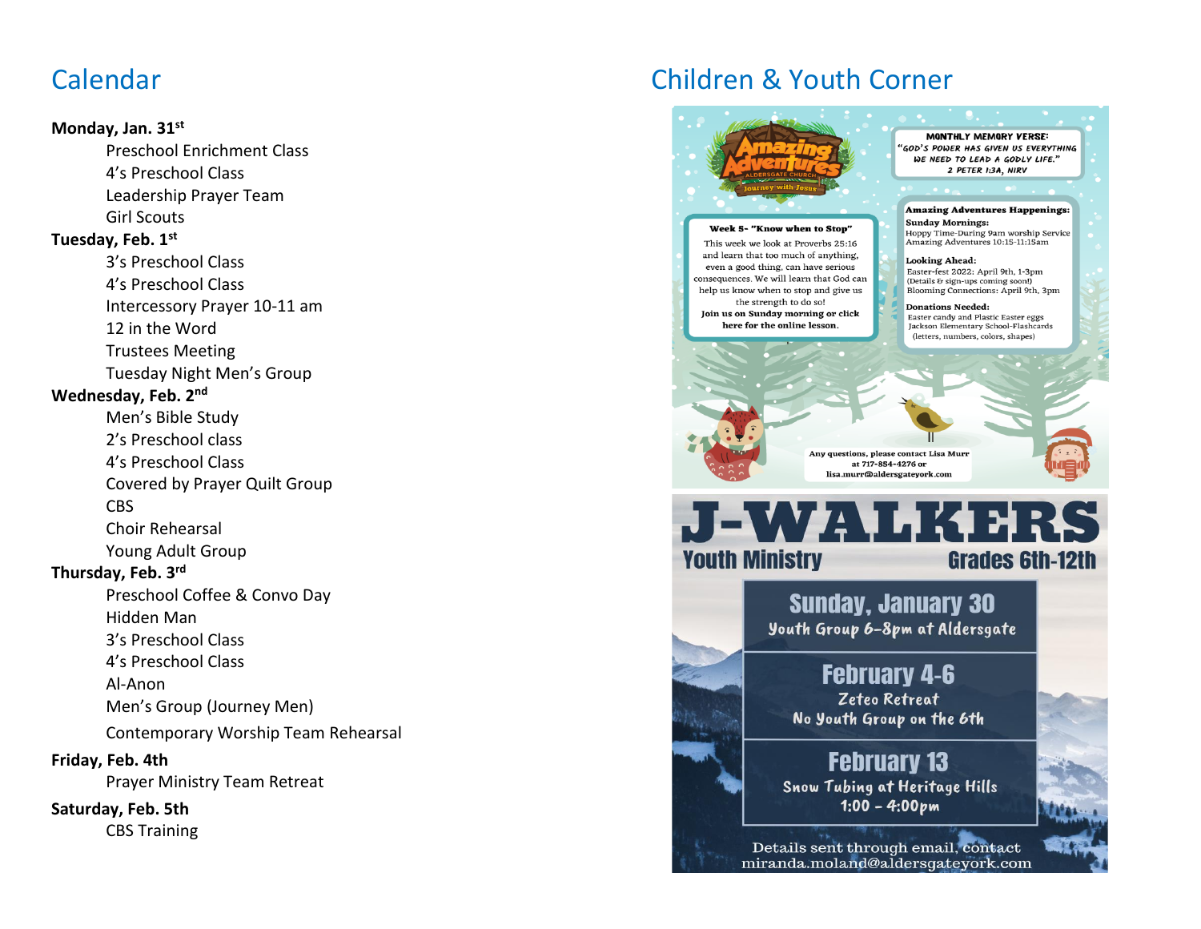# Calendar

**Monday, Jan. 31st**

- Preschool Enrichment Class
- 4's Preschool Class
- Leadership Prayer Team
- Girl Scouts

**Tuesday, Feb. 1st**

- 3's Preschool Class
- 4's Preschool Class
- Intercessory Prayer 10-11 am
- 12 in the Word
- Trustees Meeting
- Tuesday Night Men's Group

**Wednesday, Feb. 2nd**

- Men's Bible Study
- 2's Preschool class
- 4's Preschool Class
- Covered by Prayer Quilt Group
- CBS
- Choir Rehearsal
- Young Adult Group

**Thursday, Feb. 3rd**

- Preschool Coffee & Convo Day
- Hidden Man
- 3's Preschool Class
- 4's Preschool Class
- Al-Anon
- Men's Group (Journey Men)
- Contemporary Worship Team Rehearsal

**Friday, Feb. 4th**

- Prayer Ministry Team Retreat

**Saturday, Feb. 5th**

- CBS Training

# Children & Youth Corner

**Amazing Adventures** – Aldersgate Church – Journey with Jesus

**MONTHLY MEMORY VERSE:**
"God's power has given us everything we need to lead a godly life."
2 Peter 1:3a, NIRV

**Week 5- "Know when to Stop"**
This week we look at Proverbs 25:16 and learn that too much of anything, even a good thing, can have serious consequences. We will learn that God can help us know when to stop and give us the strength to do so!
**Join us on Sunday morning or click here for the online lesson.**

**Amazing Adventures Happenings:**
**Sunday Mornings:**
Hoppy Time-During 9am worship Service
Amazing Adventures 10:15-11:15am

**Looking Ahead:**
Easter-fest 2022: April 9th, 1-3pm
(Details & sign-ups coming soon!)
Blooming Connections: April 9th, 3pm

**Donations Needed:**
Easter candy and Plastic Easter eggs
Jackson Elementary School-Flashcards (letters, numbers, colors, shapes)

Any questions, please contact Lisa Murr at 717-854-4276 or lisa.murr@aldersgateyork.com

## J-WALKERS

**Youth Ministry** – **Grades 6th-12th**

**Sunday, January 30**
Youth Group 6-8pm at Aldersgate

**February 4-6**
Zeteo Retreat
No Youth Group on the 6th

**February 13**
Snow Tubing at Heritage Hills
1:00 - 4:00pm

Details sent through email, contact miranda.moland@aldersgateyork.com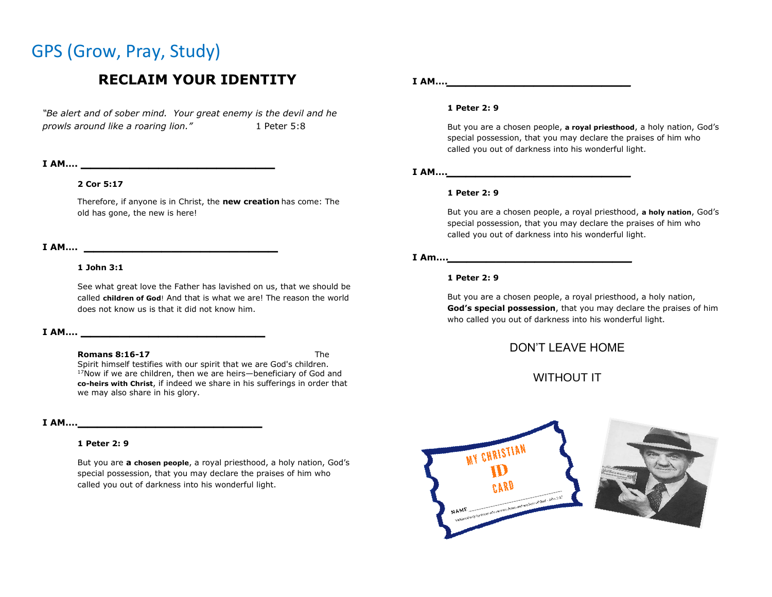# GPS (Grow, Pray, Study)

## RECLAIM YOUR IDENTITY

*"Be alert and of sober mind.  Your great enemy is the devil and he prowls around like a roaring lion."* 1 Peter 5:8

**I AM.... ______________________________**

**2 Cor 5:17**

Therefore, if anyone is in Christ, the **new creation** has come: The old has gone, the new is here!

**I AM.... ______________________________**

**1 John 3:1**

See what great love the Father has lavished on us, that we should be called **children of God**! And that is what we are! The reason the world does not know us is that it did not know him.

**I AM.... ______________________________**

**Romans 8:16-17**

The Spirit himself testifies with our spirit that we are God's children. [17]Now if we are children, then we are heirs—beneficiary of God and **co-heirs with Christ**, if indeed we share in his sufferings in order that we may also share in his glory.

**I AM....______________________________**

**1 Peter 2: 9**

But you are **a chosen people**, a royal priesthood, a holy nation, God's special possession, that you may declare the praises of him who called you out of darkness into his wonderful light.

**I AM....______________________________**

**1 Peter 2: 9**

But you are a chosen people, **a royal priesthood**, a holy nation, God's special possession, that you may declare the praises of him who called you out of darkness into his wonderful light.

**I AM....______________________________**

**1 Peter 2: 9**

But you are a chosen people, a royal priesthood, **a holy nation**, God's special possession, that you may declare the praises of him who called you out of darkness into his wonderful light.

**I Am....______________________________**

**1 Peter 2: 9**

But you are a chosen people, a royal priesthood, a holy nation, **God's special possession**, that you may declare the praises of him who called you out of darkness into his wonderful light.

DON'T LEAVE HOME

WITHOUT IT